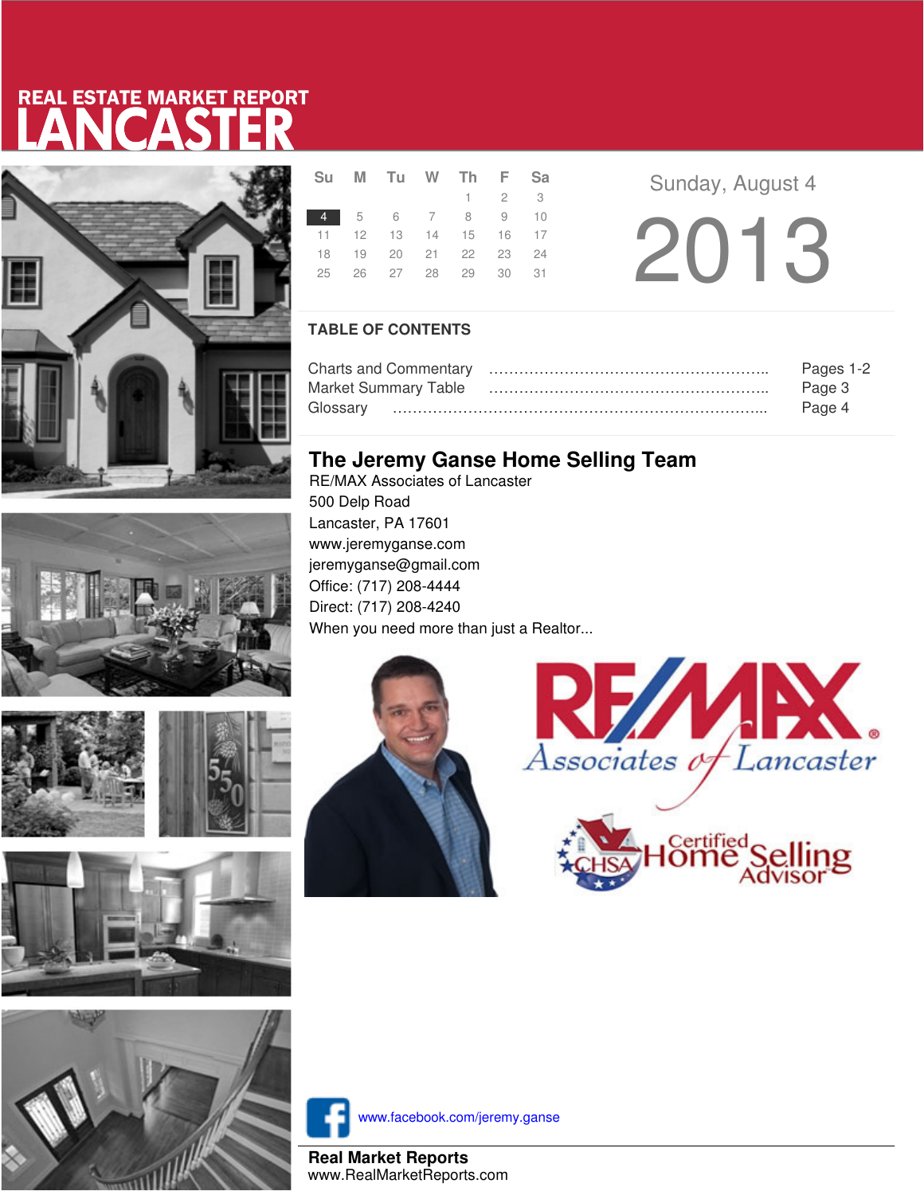REAL ESTATE MARKET REPORT

# LANCASTER

| Su | M | Tu | W | Th | F | Sa |
|---|---|---|---|---|---|---|
| | | | | 1 | 2 | 3 |
| 4 | 5 | 6 | 7 | 8 | 9 | 10 |
| 11 | 12 | 13 | 14 | 15 | 16 | 17 |
| 18 | 19 | 20 | 21 | 22 | 23 | 24 |
| 25 | 26 | 27 | 28 | 29 | 30 | 31 |

Sunday, August 4

2013

## TABLE OF CONTENTS

| | |
|---|---|
| Charts and Commentary | Pages 1-2 |
| Market Summary Table | Page 3 |
| Glossary | Page 4 |

## The Jeremy Ganse Home Selling Team

RE/MAX Associates of Lancaster
500 Delp Road
Lancaster, PA 17601
www.jeremyganse.com
jeremyganse@gmail.com
Office: (717) 208-4444
Direct: (717) 208-4240
When you need more than just a Realtor...

RE/MAX Associates of Lancaster

CHSA Certified Home Selling Advisor

www.facebook.com/jeremy.ganse

**Real Market Reports**
www.RealMarketReports.com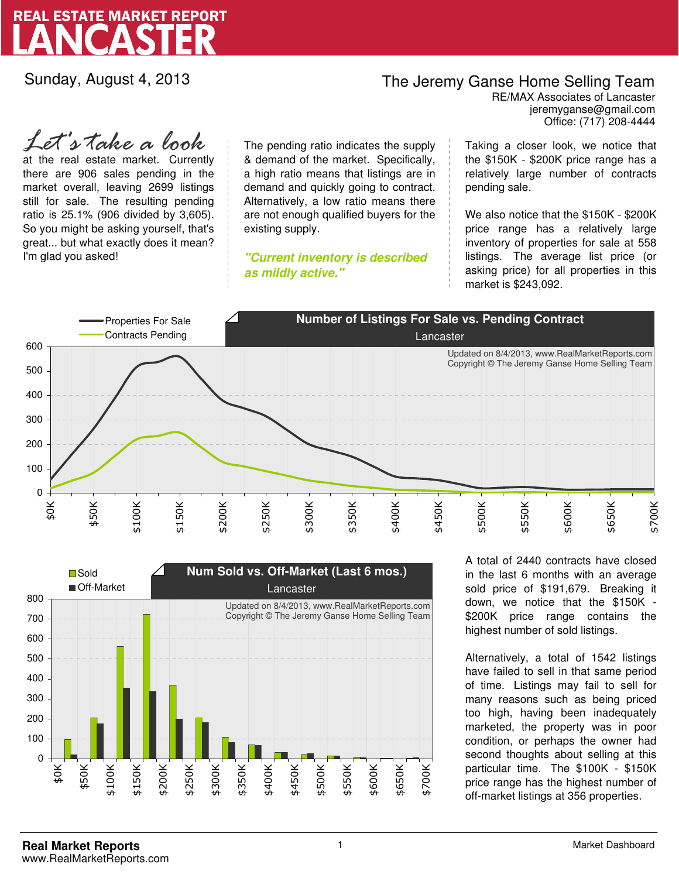# REAL ESTATE MARKET REPORT
# LANCASTER

Sunday, August 4, 2013

## The Jeremy Ganse Home Selling Team

RE/MAX Associates of Lancaster
jeremyganse@gmail.com
Office: (717) 208-4444

*Let's take a look* at the real estate market. Currently there are 906 sales pending in the market overall, leaving 2699 listings still for sale. The resulting pending ratio is 25.1% (906 divided by 3,605). So you might be asking yourself, that's great... but what exactly does it mean? I'm glad you asked!

The pending ratio indicates the supply & demand of the market. Specifically, a high ratio means that listings are in demand and quickly going to contract. Alternatively, a low ratio means there are not enough qualified buyers for the existing supply.

***"Current inventory is described as mildly active."***

Taking a closer look, we notice that the $150K - $200K price range has a relatively large number of contracts pending sale.

We also notice that the $150K - $200K price range has a relatively large inventory of properties for sale at 558 listings. The average list price (or asking price) for all properties in this market is $243,092.

**Number of Listings For Sale vs. Pending Contract**
Lancaster

Properties For Sale
Contracts Pending

Updated on 8/4/2013, www.RealMarketReports.com
Copyright © The Jeremy Ganse Home Selling Team

0, 100, 200, 300, 400, 500, 600

$0K, $50K, $100K, $150K, $200K, $250K, $300K, $350K, $400K, $450K, $500K, $550K, $600K, $650K, $700K

**Num Sold vs. Off-Market (Last 6 mos.)**
Lancaster

Sold
Off-Market

Updated on 8/4/2013, www.RealMarketReports.com
Copyright © The Jeremy Ganse Home Selling Team

0, 100, 200, 300, 400, 500, 600, 700, 800

$0K, $50K, $100K, $150K, $200K, $250K, $300K, $350K, $400K, $450K, $500K, $550K, $600K, $650K, $700K

A total of 2440 contracts have closed in the last 6 months with an average sold price of $191,679. Breaking it down, we notice that the $150K - $200K price range contains the highest number of sold listings.

Alternatively, a total of 1542 listings have failed to sell in that same period of time. Listings may fail to sell for many reasons such as being priced too high, having been inadequately marketed, the property was in poor condition, or perhaps the owner had second thoughts about selling at this particular time. The $100K - $150K price range has the highest number of off-market listings at 356 properties.

**Real Market Reports**
www.RealMarketReports.com

Market Dashboard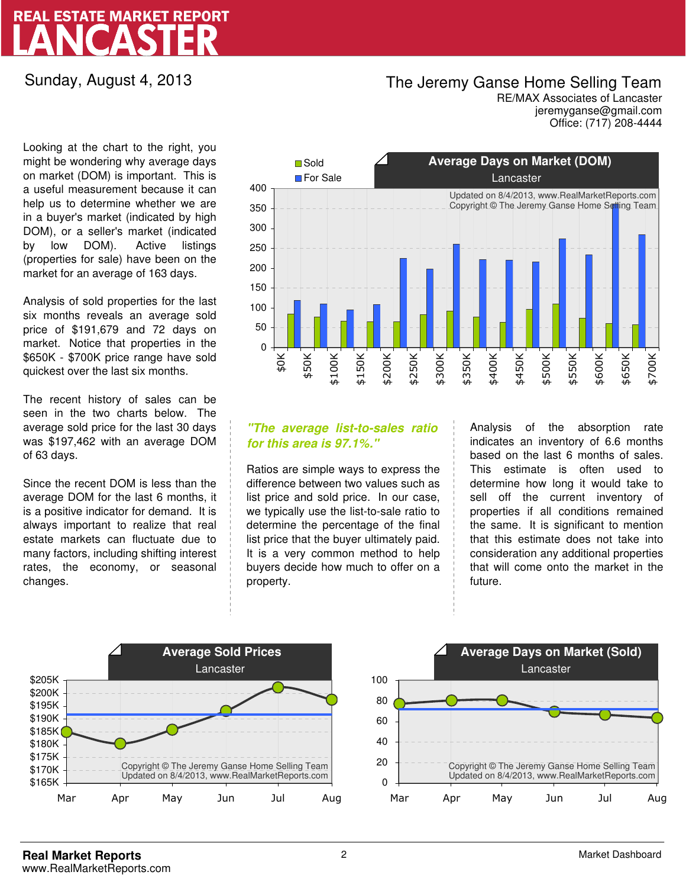# REAL ESTATE MARKET REPORT LANCASTER

Sunday, August 4, 2013

**The Jeremy Ganse Home Selling Team**
RE/MAX Associates of Lancaster
jeremyganse@gmail.com
Office: (717) 208-4444

Looking at the chart to the right, you might be wondering why average days on market (DOM) is important. This is a useful measurement because it can help us to determine whether we are in a buyer's market (indicated by high DOM), or a seller's market (indicated by low DOM). Active listings (properties for sale) have been on the market for an average of 163 days.

Analysis of sold properties for the last six months reveals an average sold price of $191,679 and 72 days on market. Notice that properties in the $650K - $700K price range have sold quickest over the last six months.

The recent history of sales can be seen in the two charts below. The average sold price for the last 30 days was $197,462 with an average DOM of 63 days.

Since the recent DOM is less than the average DOM for the last 6 months, it is a positive indicator for demand. It is always important to realize that real estate markets can fluctuate due to many factors, including shifting interest rates, the economy, or seasonal changes.

**Average Days on Market (DOM)**
Lancaster
Sold
For Sale
Updated on 8/4/2013, www.RealMarketReports.com
Copyright © The Jeremy Ganse Home Selling Team
400
350
300
250
200
150
100
50
0
$0K
$50K
$100K
$150K
$200K
$250K
$300K
$350K
$400K
$450K
$500K
$550K
$600K
$650K
$700K

*"The average list-to-sales ratio for this area is 97.1%."*

Ratios are simple ways to express the difference between two values such as list price and sold price. In our case, we typically use the list-to-sale ratio to determine the percentage of the final list price that the buyer ultimately paid. It is a very common method to help buyers decide how much to offer on a property.

Analysis of the absorption rate indicates an inventory of 6.6 months based on the last 6 months of sales. This estimate is often used to determine how long it would take to sell off the current inventory of properties if all conditions remained the same. It is significant to mention that this estimate does not take into consideration any additional properties that will come onto the market in the future.

**Average Sold Prices**
Lancaster
$205K
$200K
$195K
$190K
$185K
$180K
$175K
$170K
$165K
Mar
Apr
May
Jun
Jul
Aug
Copyright © The Jeremy Ganse Home Selling Team
Updated on 8/4/2013, www.RealMarketReports.com

**Average Days on Market (Sold)**
Lancaster
100
80
60
40
20
0
Mar
Apr
May
Jun
Jul
Aug
Copyright © The Jeremy Ganse Home Selling Team
Updated on 8/4/2013, www.RealMarketReports.com

**Real Market Reports**
www.RealMarketReports.com
Market Dashboard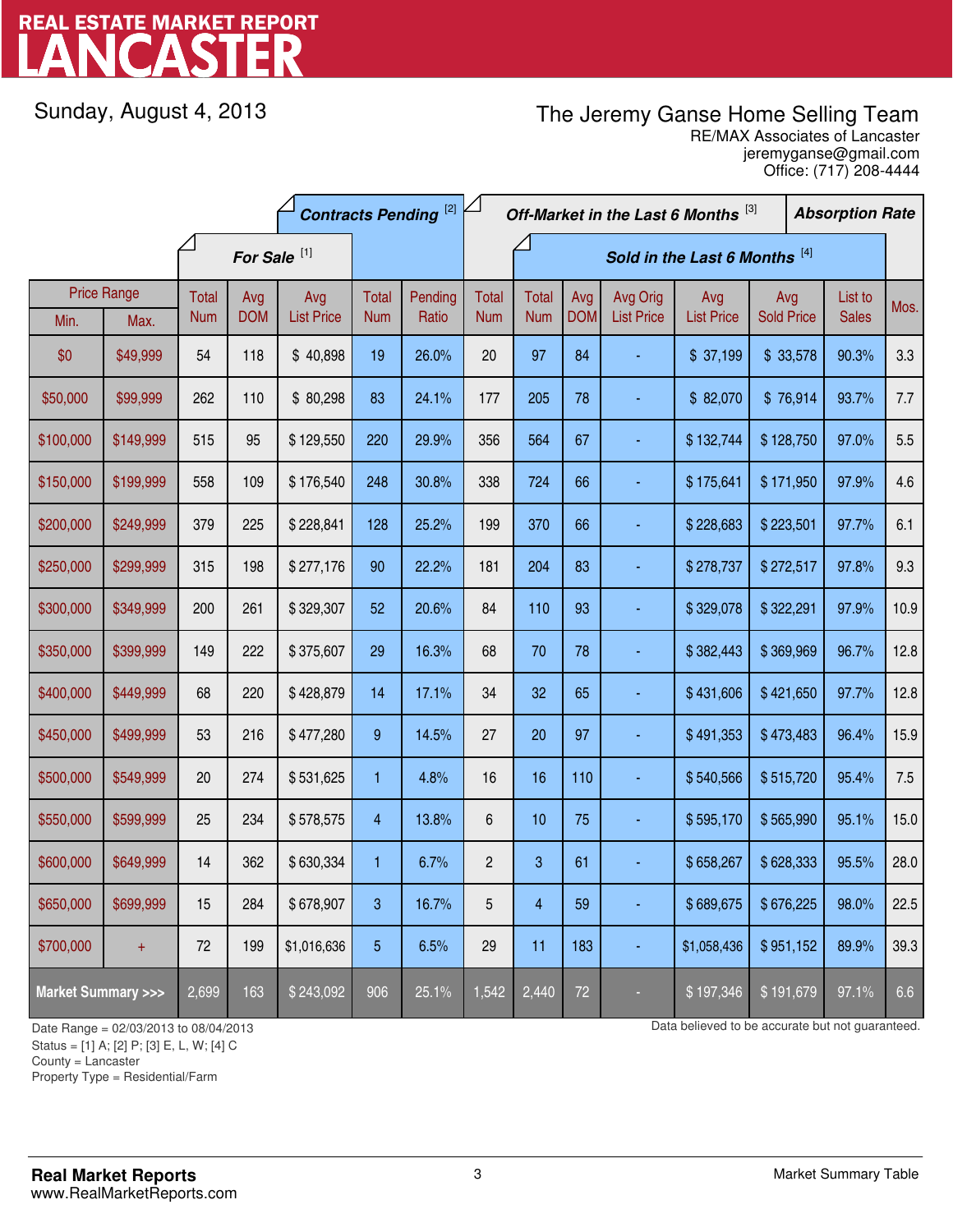# REAL ESTATE MARKET REPORT
# LANCASTER

Sunday, August 4, 2013

The Jeremy Ganse Home Selling Team
RE/MAX Associates of Lancaster
jeremyganse@gmail.com
Office: (717) 208-4444

| Price Range | | For Sale [1] | | | Contracts Pending [2] | | Off-Market in the Last 6 Months [3] | Sold in the Last 6 Months [4] | | | | | | Absorption Rate |
|---|---|---|---|---|---|---|---|---|---|---|---|---|---|---|
| Min. | Max. | Total Num | Avg DOM | Avg List Price | Total Num | Pending Ratio | Total Num | Total Num | Avg DOM | Avg Orig List Price | Avg List Price | Avg Sold Price | List to Sales | Mos. |
| $0 | $49,999 | 54 | 118 | $ 40,898 | 19 | 26.0% | 20 | 97 | 84 | - | $ 37,199 | $ 33,578 | 90.3% | 3.3 |
| $50,000 | $99,999 | 262 | 110 | $ 80,298 | 83 | 24.1% | 177 | 205 | 78 | - | $ 82,070 | $ 76,914 | 93.7% | 7.7 |
| $100,000 | $149,999 | 515 | 95 | $ 129,550 | 220 | 29.9% | 356 | 564 | 67 | - | $ 132,744 | $ 128,750 | 97.0% | 5.5 |
| $150,000 | $199,999 | 558 | 109 | $ 176,540 | 248 | 30.8% | 338 | 724 | 66 | - | $ 175,641 | $ 171,950 | 97.9% | 4.6 |
| $200,000 | $249,999 | 379 | 225 | $ 228,841 | 128 | 25.2% | 199 | 370 | 66 | - | $ 228,683 | $ 223,501 | 97.7% | 6.1 |
| $250,000 | $299,999 | 315 | 198 | $ 277,176 | 90 | 22.2% | 181 | 204 | 83 | - | $ 278,737 | $ 272,517 | 97.8% | 9.3 |
| $300,000 | $349,999 | 200 | 261 | $ 329,307 | 52 | 20.6% | 84 | 110 | 93 | - | $ 329,078 | $ 322,291 | 97.9% | 10.9 |
| $350,000 | $399,999 | 149 | 222 | $ 375,607 | 29 | 16.3% | 68 | 70 | 78 | - | $ 382,443 | $ 369,969 | 96.7% | 12.8 |
| $400,000 | $449,999 | 68 | 220 | $ 428,879 | 14 | 17.1% | 34 | 32 | 65 | - | $ 431,606 | $ 421,650 | 97.7% | 12.8 |
| $450,000 | $499,999 | 53 | 216 | $ 477,280 | 9 | 14.5% | 27 | 20 | 97 | - | $ 491,353 | $ 473,483 | 96.4% | 15.9 |
| $500,000 | $549,999 | 20 | 274 | $ 531,625 | 1 | 4.8% | 16 | 16 | 110 | - | $ 540,566 | $ 515,720 | 95.4% | 7.5 |
| $550,000 | $599,999 | 25 | 234 | $ 578,575 | 4 | 13.8% | 6 | 10 | 75 | - | $ 595,170 | $ 565,990 | 95.1% | 15.0 |
| $600,000 | $649,999 | 14 | 362 | $ 630,334 | 1 | 6.7% | 2 | 3 | 61 | - | $ 658,267 | $ 628,333 | 95.5% | 28.0 |
| $650,000 | $699,999 | 15 | 284 | $ 678,907 | 3 | 16.7% | 5 | 4 | 59 | - | $ 689,675 | $ 676,225 | 98.0% | 22.5 |
| $700,000 | + | 72 | 199 | $1,016,636 | 5 | 6.5% | 29 | 11 | 183 | - | $1,058,436 | $ 951,152 | 89.9% | 39.3 |
| Market Summary >>> | | 2,699 | 163 | $ 243,092 | 906 | 25.1% | 1,542 | 2,440 | 72 | - | $ 197,346 | $ 191,679 | 97.1% | 6.6 |

Date Range = 02/03/2013 to 08/04/2013
Status = [1] A; [2] P; [3] E, L, W; [4] C
County = Lancaster
Property Type = Residential/Farm

Data believed to be accurate but not guaranteed.

Real Market Reports
www.RealMarketReports.com

Market Summary Table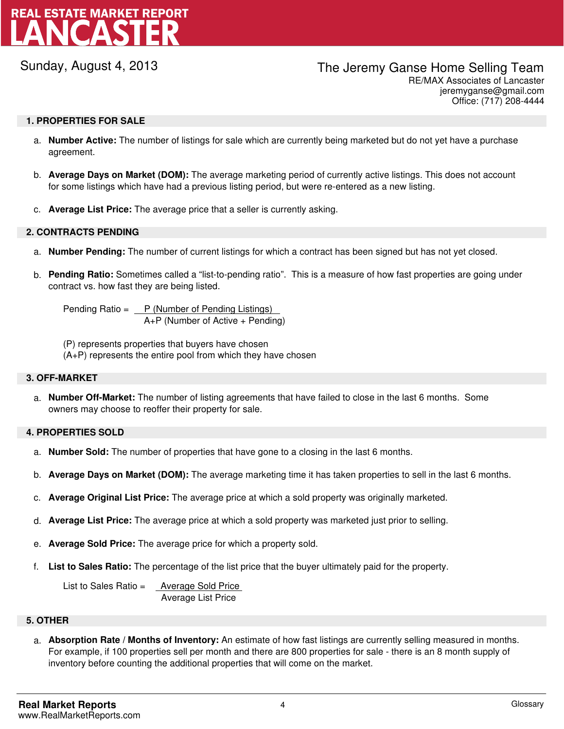# REAL ESTATE MARKET REPORT LANCASTER

Sunday, August 4, 2013

**The Jeremy Ganse Home Selling Team**
RE/MAX Associates of Lancaster
jeremyganse@gmail.com
Office: (717) 208-4444

## 1. PROPERTIES FOR SALE

a. **Number Active:** The number of listings for sale which are currently being marketed but do not yet have a purchase agreement.

b. **Average Days on Market (DOM):** The average marketing period of currently active listings. This does not account for some listings which have had a previous listing period, but were re-entered as a new listing.

c. **Average List Price:** The average price that a seller is currently asking.

## 2. CONTRACTS PENDING

a. **Number Pending:** The number of current listings for which a contract has been signed but has not yet closed.

b. **Pending Ratio:** Sometimes called a "list-to-pending ratio". This is a measure of how fast properties are going under contract vs. how fast they are being listed.

$$\text{Pending Ratio} = \frac{\text{P (Number of Pending Listings)}}{\text{A+P (Number of Active + Pending)}}$$

(P) represents properties that buyers have chosen
(A+P) represents the entire pool from which they have chosen

## 3. OFF-MARKET

a. **Number Off-Market:** The number of listing agreements that have failed to close in the last 6 months. Some owners may choose to reoffer their property for sale.

## 4. PROPERTIES SOLD

a. **Number Sold:** The number of properties that have gone to a closing in the last 6 months.

b. **Average Days on Market (DOM):** The average marketing time it has taken properties to sell in the last 6 months.

c. **Average Original List Price:** The average price at which a sold property was originally marketed.

d. **Average List Price:** The average price at which a sold property was marketed just prior to selling.

e. **Average Sold Price:** The average price for which a property sold.

f. **List to Sales Ratio:** The percentage of the list price that the buyer ultimately paid for the property.

$$\text{List to Sales Ratio} = \frac{\text{Average Sold Price}}{\text{Average List Price}}$$

## 5. OTHER

a. **Absorption Rate / Months of Inventory:** An estimate of how fast listings are currently selling measured in months. For example, if 100 properties sell per month and there are 800 properties for sale - there is an 8 month supply of inventory before counting the additional properties that will come on the market.